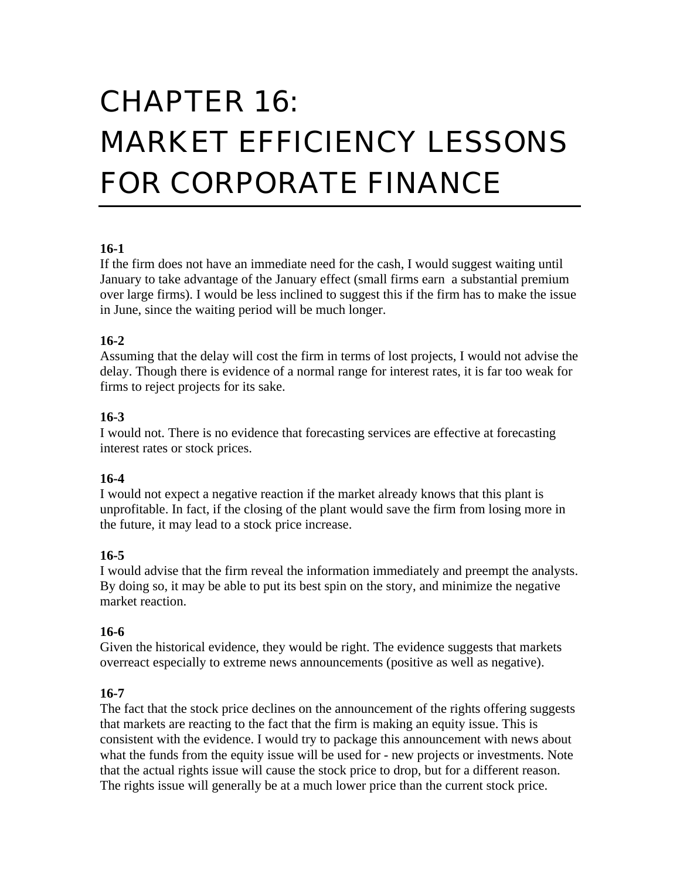# CHAPTER 16: MARKET EFFICIENCY LESSONS FOR CORPORATE FINANCE

**16-1**

If the firm does not have an immediate need for the cash, I would suggest waiting until January to take advantage of the January effect (small firms earn a substantial premium over large firms). I would be less inclined to suggest this if the firm has to make the issue in June, since the waiting period will be much longer.

**16-2**

Assuming that the delay will cost the firm in terms of lost projects, I would not advise the delay. Though there is evidence of a normal range for interest rates, it is far too weak for firms to reject projects for its sake.

**16-3**

I would not. There is no evidence that forecasting services are effective at forecasting interest rates or stock prices.

**16-4**

I would not expect a negative reaction if the market already knows that this plant is unprofitable. In fact, if the closing of the plant would save the firm from losing more in the future, it may lead to a stock price increase.

**16-5**

I would advise that the firm reveal the information immediately and preempt the analysts. By doing so, it may be able to put its best spin on the story, and minimize the negative market reaction.

**16-6**

Given the historical evidence, they would be right. The evidence suggests that markets overreact especially to extreme news announcements (positive as well as negative).

**16-7**

The fact that the stock price declines on the announcement of the rights offering suggests that markets are reacting to the fact that the firm is making an equity issue. This is consistent with the evidence. I would try to package this announcement with news about what the funds from the equity issue will be used for - new projects or investments. Note that the actual rights issue will cause the stock price to drop, but for a different reason. The rights issue will generally be at a much lower price than the current stock price.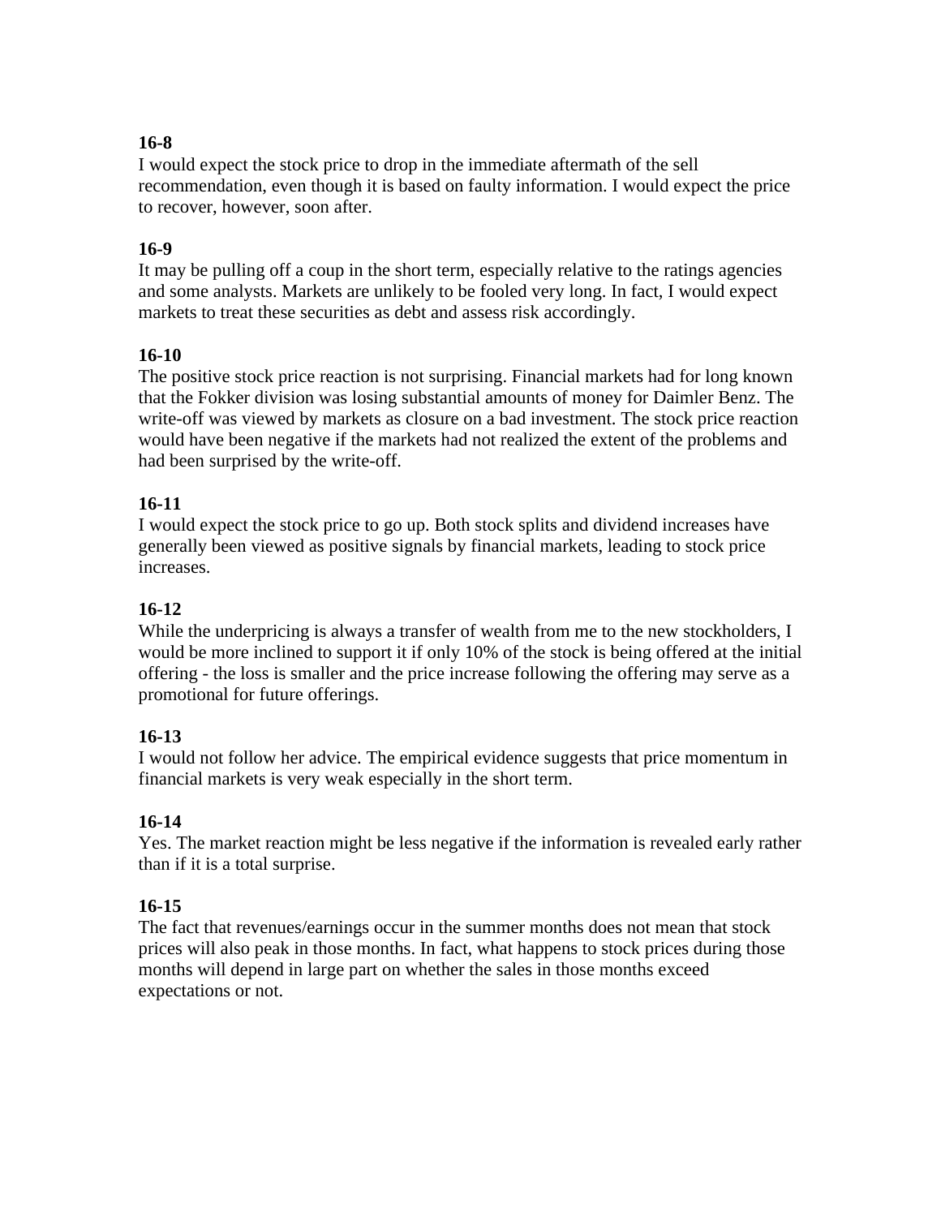**16-8**
I would expect the stock price to drop in the immediate aftermath of the sell recommendation, even though it is based on faulty information. I would expect the price to recover, however, soon after.

**16-9**
It may be pulling off a coup in the short term, especially relative to the ratings agencies and some analysts. Markets are unlikely to be fooled very long. In fact, I would expect markets to treat these securities as debt and assess risk accordingly.

**16-10**
The positive stock price reaction is not surprising. Financial markets had for long known that the Fokker division was losing substantial amounts of money for Daimler Benz. The write-off was viewed by markets as closure on a bad investment. The stock price reaction would have been negative if the markets had not realized the extent of the problems and had been surprised by the write-off.

**16-11**
I would expect the stock price to go up. Both stock splits and dividend increases have generally been viewed as positive signals by financial markets, leading to stock price increases.

**16-12**
While the underpricing is always a transfer of wealth from me to the new stockholders, I would be more inclined to support it if only 10% of the stock is being offered at the initial offering - the loss is smaller and the price increase following the offering may serve as a promotional for future offerings.

**16-13**
I would not follow her advice. The empirical evidence suggests that price momentum in financial markets is very weak especially in the short term.

**16-14**
Yes. The market reaction might be less negative if the information is revealed early rather than if it is a total surprise.

**16-15**
The fact that revenues/earnings occur in the summer months does not mean that stock prices will also peak in those months. In fact, what happens to stock prices during those months will depend in large part on whether the sales in those months exceed expectations or not.